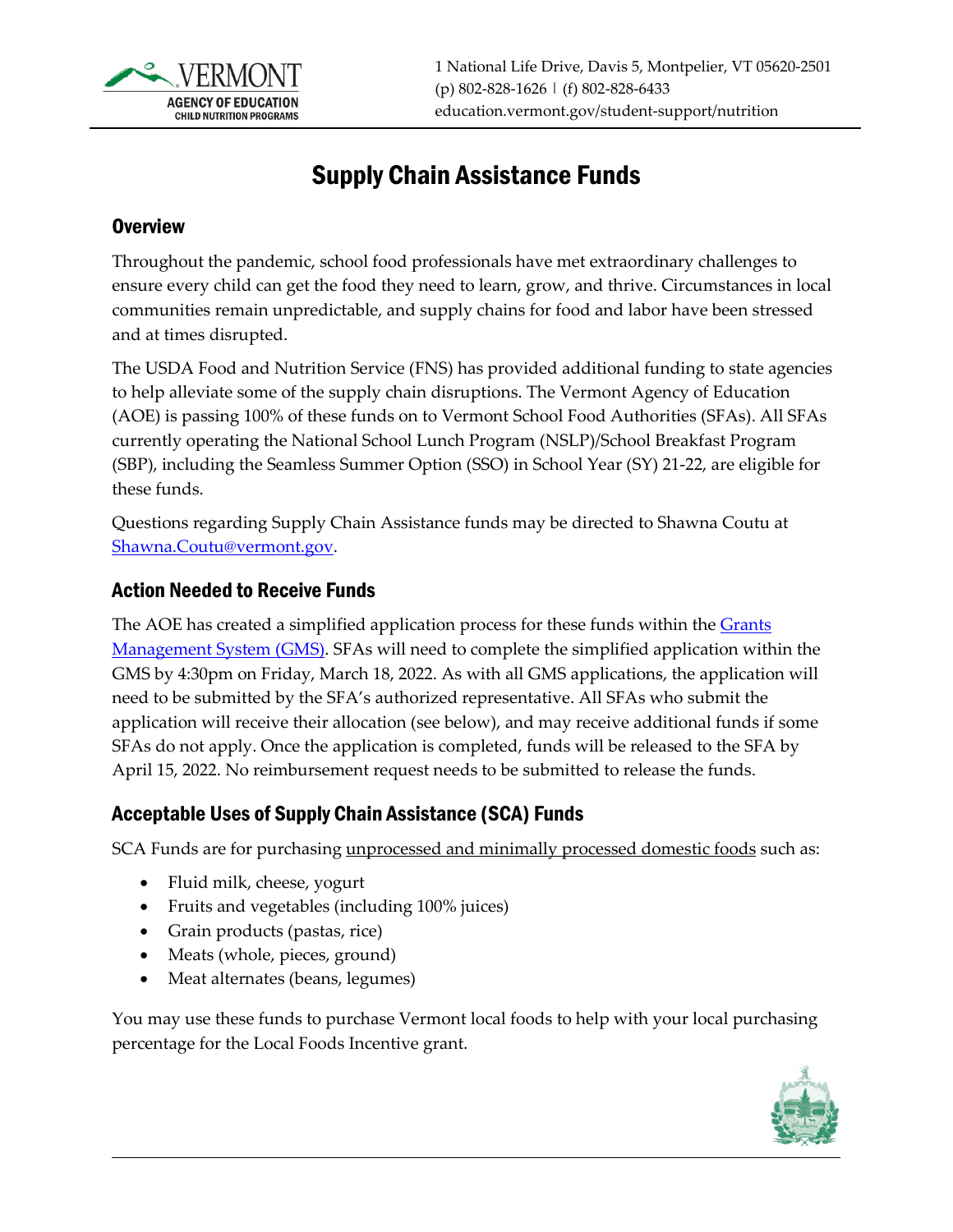# Supply Chain Assistance Funds

## Overview

Throughout the pandemic, school food professionals have met extraordinary challenges to ensure every child can get the food they need to learn, grow, and thrive. Circumstances in local communities remain unpredictable, and supply chains for food and labor have been stressed and at times disrupted.

The USDA Food and Nutrition Service (FNS) has provided additional funding to state agencies to help alleviate some of the supply chain disruptions. The Vermont Agency of Education (AOE) is passing 100% of these funds on to Vermont School Food Authorities (SFAs). All SFAs currently operating the National School Lunch Program (NSLP)/School Breakfast Program (SBP), including the Seamless Summer Option (SSO) in School Year (SY) 21-22, are eligible for these funds.

Questions regarding Supply Chain Assistance funds may be directed to Shawna Coutu at Shawna.Coutu@vermont.gov.

## Action Needed to Receive Funds

The AOE has created a simplified application process for these funds within the Grants Management System (GMS). SFAs will need to complete the simplified application within the GMS by 4:30pm on Friday, March 18, 2022. As with all GMS applications, the application will need to be submitted by the SFA's authorized representative. All SFAs who submit the application will receive their allocation (see below), and may receive additional funds if some SFAs do not apply. Once the application is completed, funds will be released to the SFA by April 15, 2022. No reimbursement request needs to be submitted to release the funds.

## Acceptable Uses of Supply Chain Assistance (SCA) Funds

SCA Funds are for purchasing unprocessed and minimally processed domestic foods such as:

- Fluid milk, cheese, yogurt
- Fruits and vegetables (including 100% juices)
- Grain products (pastas, rice)
- Meats (whole, pieces, ground)
- Meat alternates (beans, legumes)

You may use these funds to purchase Vermont local foods to help with your local purchasing percentage for the Local Foods Incentive grant.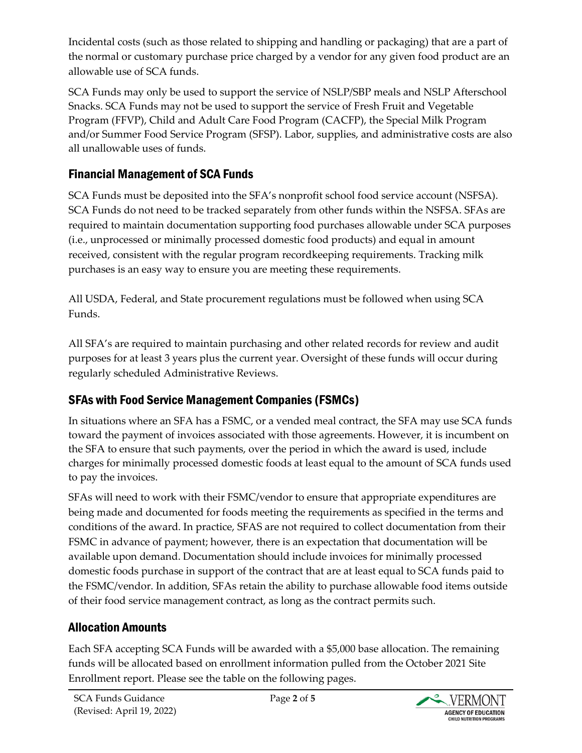Incidental costs (such as those related to shipping and handling or packaging) that are a part of the normal or customary purchase price charged by a vendor for any given food product are an allowable use of SCA funds.

SCA Funds may only be used to support the service of NSLP/SBP meals and NSLP Afterschool Snacks. SCA Funds may not be used to support the service of Fresh Fruit and Vegetable Program (FFVP), Child and Adult Care Food Program (CACFP), the Special Milk Program and/or Summer Food Service Program (SFSP). Labor, supplies, and administrative costs are also all unallowable uses of funds.

## Financial Management of SCA Funds

SCA Funds must be deposited into the SFA's nonprofit school food service account (NSFSA). SCA Funds do not need to be tracked separately from other funds within the NSFSA. SFAs are required to maintain documentation supporting food purchases allowable under SCA purposes (i.e., unprocessed or minimally processed domestic food products) and equal in amount received, consistent with the regular program recordkeeping requirements. Tracking milk purchases is an easy way to ensure you are meeting these requirements.

All USDA, Federal, and State procurement regulations must be followed when using SCA Funds.

All SFA's are required to maintain purchasing and other related records for review and audit purposes for at least 3 years plus the current year. Oversight of these funds will occur during regularly scheduled Administrative Reviews.

## SFAs with Food Service Management Companies (FSMCs)

In situations where an SFA has a FSMC, or a vended meal contract, the SFA may use SCA funds toward the payment of invoices associated with those agreements. However, it is incumbent on the SFA to ensure that such payments, over the period in which the award is used, include charges for minimally processed domestic foods at least equal to the amount of SCA funds used to pay the invoices.

SFAs will need to work with their FSMC/vendor to ensure that appropriate expenditures are being made and documented for foods meeting the requirements as specified in the terms and conditions of the award. In practice, SFAS are not required to collect documentation from their FSMC in advance of payment; however, there is an expectation that documentation will be available upon demand. Documentation should include invoices for minimally processed domestic foods purchase in support of the contract that are at least equal to SCA funds paid to the FSMC/vendor. In addition, SFAs retain the ability to purchase allowable food items outside of their food service management contract, as long as the contract permits such.

## Allocation Amounts

Each SFA accepting SCA Funds will be awarded with a $5,000 base allocation. The remaining funds will be allocated based on enrollment information pulled from the October 2021 Site Enrollment report. Please see the table on the following pages.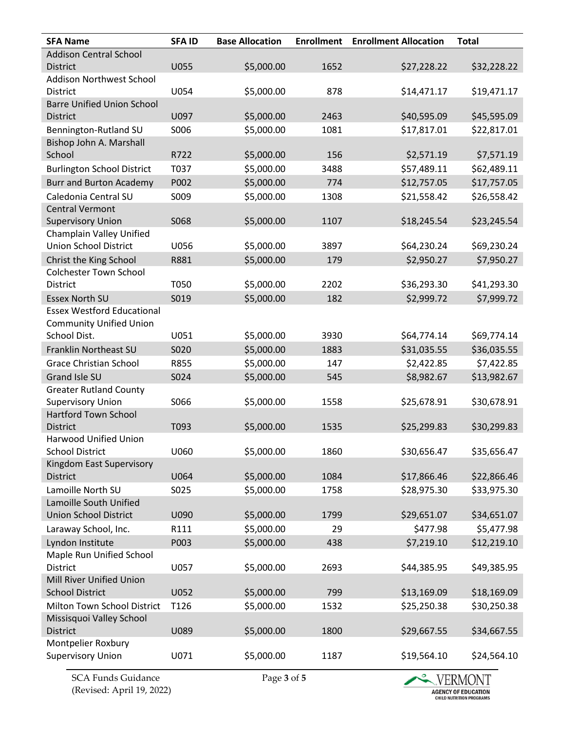| SFA Name | SFA ID | Base Allocation | Enrollment | Enrollment Allocation | Total |
|---|---|---|---|---|---|
| Addison Central School District | U055 | $5,000.00 | 1652 | $27,228.22 | $32,228.22 |
| Addison Northwest School District | U054 | $5,000.00 | 878 | $14,471.17 | $19,471.17 |
| Barre Unified Union School District | U097 | $5,000.00 | 2463 | $40,595.09 | $45,595.09 |
| Bennington-Rutland SU | S006 | $5,000.00 | 1081 | $17,817.01 | $22,817.01 |
| Bishop John A. Marshall School | R722 | $5,000.00 | 156 | $2,571.19 | $7,571.19 |
| Burlington School District | T037 | $5,000.00 | 3488 | $57,489.11 | $62,489.11 |
| Burr and Burton Academy | P002 | $5,000.00 | 774 | $12,757.05 | $17,757.05 |
| Caledonia Central SU | S009 | $5,000.00 | 1308 | $21,558.42 | $26,558.42 |
| Central Vermont Supervisory Union | S068 | $5,000.00 | 1107 | $18,245.54 | $23,245.54 |
| Champlain Valley Unified Union School District | U056 | $5,000.00 | 3897 | $64,230.24 | $69,230.24 |
| Christ the King School | R881 | $5,000.00 | 179 | $2,950.27 | $7,950.27 |
| Colchester Town School District | T050 | $5,000.00 | 2202 | $36,293.30 | $41,293.30 |
| Essex North SU | S019 | $5,000.00 | 182 | $2,999.72 | $7,999.72 |
| Essex Westford Educational Community Unified Union School Dist. | U051 | $5,000.00 | 3930 | $64,774.14 | $69,774.14 |
| Franklin Northeast SU | S020 | $5,000.00 | 1883 | $31,035.55 | $36,035.55 |
| Grace Christian School | R855 | $5,000.00 | 147 | $2,422.85 | $7,422.85 |
| Grand Isle SU | S024 | $5,000.00 | 545 | $8,982.67 | $13,982.67 |
| Greater Rutland County Supervisory Union | S066 | $5,000.00 | 1558 | $25,678.91 | $30,678.91 |
| Hartford Town School District | T093 | $5,000.00 | 1535 | $25,299.83 | $30,299.83 |
| Harwood Unified Union School District | U060 | $5,000.00 | 1860 | $30,656.47 | $35,656.47 |
| Kingdom East Supervisory District | U064 | $5,000.00 | 1084 | $17,866.46 | $22,866.46 |
| Lamoille North SU | S025 | $5,000.00 | 1758 | $28,975.30 | $33,975.30 |
| Lamoille South Unified Union School District | U090 | $5,000.00 | 1799 | $29,651.07 | $34,651.07 |
| Laraway School, Inc. | R111 | $5,000.00 | 29 | $477.98 | $5,477.98 |
| Lyndon Institute | P003 | $5,000.00 | 438 | $7,219.10 | $12,219.10 |
| Maple Run Unified School District | U057 | $5,000.00 | 2693 | $44,385.95 | $49,385.95 |
| Mill River Unified Union School District | U052 | $5,000.00 | 799 | $13,169.09 | $18,169.09 |
| Milton Town School District | T126 | $5,000.00 | 1532 | $25,250.38 | $30,250.38 |
| Missisquoi Valley School District | U089 | $5,000.00 | 1800 | $29,667.55 | $34,667.55 |
| Montpelier Roxbury Supervisory Union | U071 | $5,000.00 | 1187 | $19,564.10 | $24,564.10 |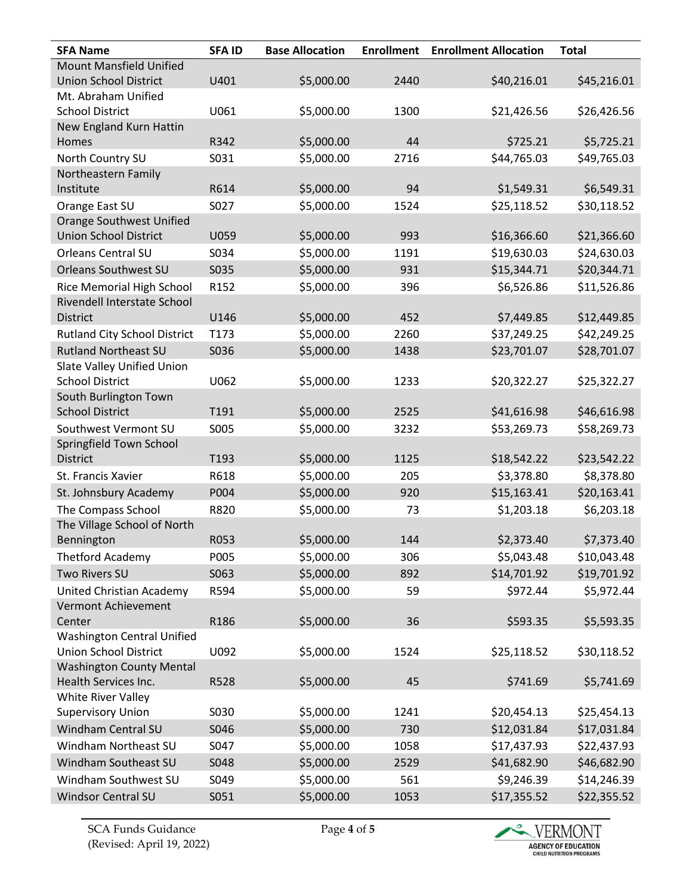| SFA Name | SFA ID | Base Allocation | Enrollment | Enrollment Allocation | Total |
|---|---|---|---|---|---|
| Mount Mansfield Unified Union School District | U401 | $5,000.00 | 2440 | $40,216.01 | $45,216.01 |
| Mt. Abraham Unified School District | U061 | $5,000.00 | 1300 | $21,426.56 | $26,426.56 |
| New England Kurn Hattin Homes | R342 | $5,000.00 | 44 | $725.21 | $5,725.21 |
| North Country SU | S031 | $5,000.00 | 2716 | $44,765.03 | $49,765.03 |
| Northeastern Family Institute | R614 | $5,000.00 | 94 | $1,549.31 | $6,549.31 |
| Orange East SU | S027 | $5,000.00 | 1524 | $25,118.52 | $30,118.52 |
| Orange Southwest Unified Union School District | U059 | $5,000.00 | 993 | $16,366.60 | $21,366.60 |
| Orleans Central SU | S034 | $5,000.00 | 1191 | $19,630.03 | $24,630.03 |
| Orleans Southwest SU | S035 | $5,000.00 | 931 | $15,344.71 | $20,344.71 |
| Rice Memorial High School | R152 | $5,000.00 | 396 | $6,526.86 | $11,526.86 |
| Rivendell Interstate School District | U146 | $5,000.00 | 452 | $7,449.85 | $12,449.85 |
| Rutland City School District | T173 | $5,000.00 | 2260 | $37,249.25 | $42,249.25 |
| Rutland Northeast SU | S036 | $5,000.00 | 1438 | $23,701.07 | $28,701.07 |
| Slate Valley Unified Union School District | U062 | $5,000.00 | 1233 | $20,322.27 | $25,322.27 |
| South Burlington Town School District | T191 | $5,000.00 | 2525 | $41,616.98 | $46,616.98 |
| Southwest Vermont SU | S005 | $5,000.00 | 3232 | $53,269.73 | $58,269.73 |
| Springfield Town School District | T193 | $5,000.00 | 1125 | $18,542.22 | $23,542.22 |
| St. Francis Xavier | R618 | $5,000.00 | 205 | $3,378.80 | $8,378.80 |
| St. Johnsbury Academy | P004 | $5,000.00 | 920 | $15,163.41 | $20,163.41 |
| The Compass School | R820 | $5,000.00 | 73 | $1,203.18 | $6,203.18 |
| The Village School of North Bennington | R053 | $5,000.00 | 144 | $2,373.40 | $7,373.40 |
| Thetford Academy | P005 | $5,000.00 | 306 | $5,043.48 | $10,043.48 |
| Two Rivers SU | S063 | $5,000.00 | 892 | $14,701.92 | $19,701.92 |
| United Christian Academy | R594 | $5,000.00 | 59 | $972.44 | $5,972.44 |
| Vermont Achievement Center | R186 | $5,000.00 | 36 | $593.35 | $5,593.35 |
| Washington Central Unified Union School District | U092 | $5,000.00 | 1524 | $25,118.52 | $30,118.52 |
| Washington County Mental Health Services Inc. | R528 | $5,000.00 | 45 | $741.69 | $5,741.69 |
| White River Valley Supervisory Union | S030 | $5,000.00 | 1241 | $20,454.13 | $25,454.13 |
| Windham Central SU | S046 | $5,000.00 | 730 | $12,031.84 | $17,031.84 |
| Windham Northeast SU | S047 | $5,000.00 | 1058 | $17,437.93 | $22,437.93 |
| Windham Southeast SU | S048 | $5,000.00 | 2529 | $41,682.90 | $46,682.90 |
| Windham Southwest SU | S049 | $5,000.00 | 561 | $9,246.39 | $14,246.39 |
| Windsor Central SU | S051 | $5,000.00 | 1053 | $17,355.52 | $22,355.52 |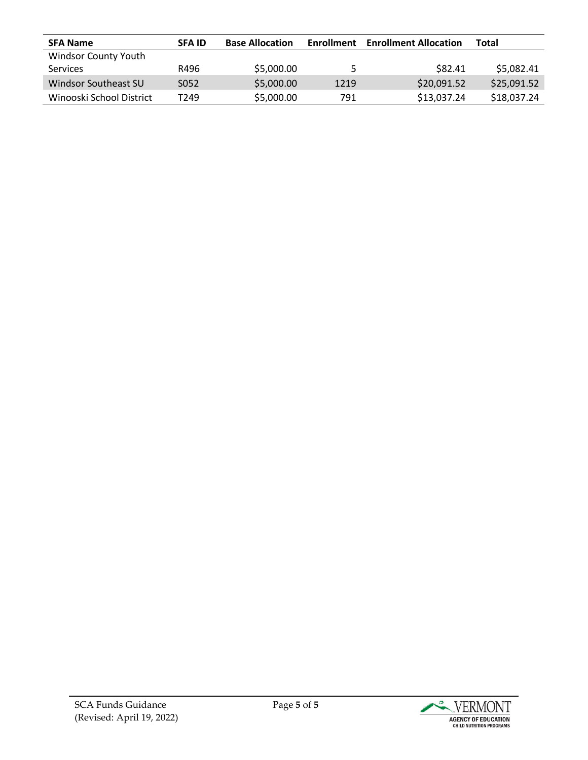| SFA Name | SFA ID | Base Allocation | Enrollment | Enrollment Allocation | Total |
| --- | --- | --- | --- | --- | --- |
| Windsor County Youth Services | R496 | $5,000.00 | 5 | $82.41 | $5,082.41 |
| Windsor Southeast SU | S052 | $5,000.00 | 1219 | $20,091.52 | $25,091.52 |
| Winooski School District | T249 | $5,000.00 | 791 | $13,037.24 | $18,037.24 |